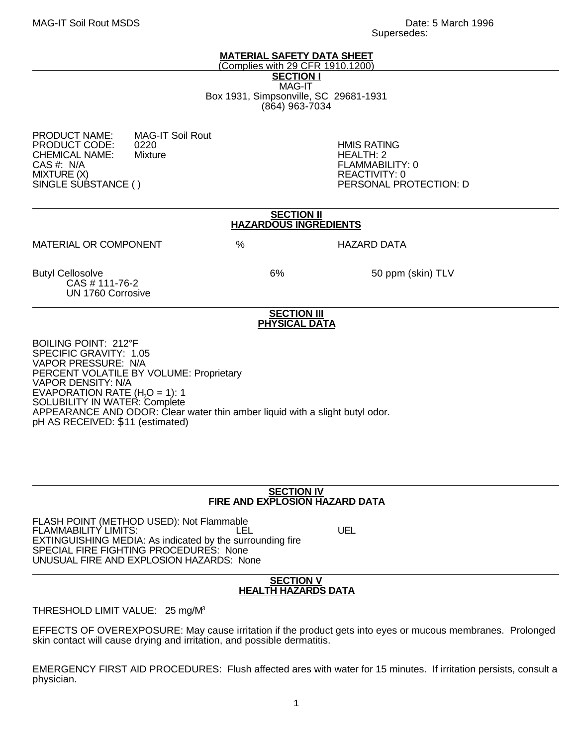MAG-IT Soil Rout MSDS

Date: 5 March 1996
Supersedes:

# MATERIAL SAFETY DATA SHEET

(Complies with 29 CFR 1910.1200)

## SECTION I

MAG-IT
Box 1931, Simpsonville, SC 29681-1931
(864) 963-7034

PRODUCT NAME: MAG-IT Soil Rout
PRODUCT CODE: 0220
CHEMICAL NAME: Mixture
CAS #: N/A
MIXTURE (X)
SINGLE SUBSTANCE ( )

HMIS RATING
HEALTH: 2
FLAMMABILITY: 0
REACTIVITY: 0
PERSONAL PROTECTION: D

## SECTION II
## HAZARDOUS INGREDIENTS

| MATERIAL OR COMPONENT | % | HAZARD DATA |
|---|---|---|
| Butyl Cellosolve<br>CAS # 111-76-2<br>UN 1760 Corrosive | 6% | 50 ppm (skin) TLV |

## SECTION III
## PHYSICAL DATA

BOILING POINT: 212°F
SPECIFIC GRAVITY: 1.05
VAPOR PRESSURE: N/A
PERCENT VOLATILE BY VOLUME: Proprietary
VAPOR DENSITY: N/A
EVAPORATION RATE ($H_2O$ = 1): 1
SOLUBILITY IN WATER: Complete
APPEARANCE AND ODOR: Clear water thin amber liquid with a slight butyl odor.
pH AS RECEIVED: $11 (estimated)

## SECTION IV
## FIRE AND EXPLOSION HAZARD DATA

FLASH POINT (METHOD USED): Not Flammable
FLAMMABILITY LIMITS: LEL UEL
EXTINGUISHING MEDIA: As indicated by the surrounding fire
SPECIAL FIRE FIGHTING PROCEDURES: None
UNUSUAL FIRE AND EXPLOSION HAZARDS: None

## SECTION V
## HEALTH HAZARDS DATA

THRESHOLD LIMIT VALUE: 25 mg/$M^3$

EFFECTS OF OVEREXPOSURE: May cause irritation if the product gets into eyes or mucous membranes. Prolonged skin contact will cause drying and irritation, and possible dermatitis.

EMERGENCY FIRST AID PROCEDURES: Flush affected ares with water for 15 minutes. If irritation persists, consult a physician.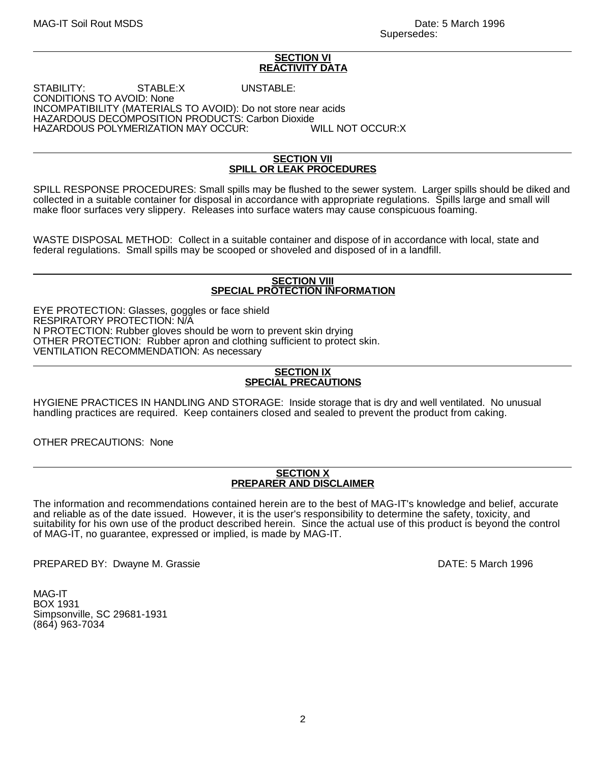MAG-IT Soil Rout MSDS Date: 5 March 1996
Supersedes:

## SECTION VI
## REACTIVITY DATA

STABILITY: STABLE:X UNSTABLE:
CONDITIONS TO AVOID: None
INCOMPATIBILITY (MATERIALS TO AVOID): Do not store near acids
HAZARDOUS DECOMPOSITION PRODUCTS: Carbon Dioxide
HAZARDOUS POLYMERIZATION MAY OCCUR: WILL NOT OCCUR:X

## SECTION VII
## SPILL OR LEAK PROCEDURES

SPILL RESPONSE PROCEDURES: Small spills may be flushed to the sewer system. Larger spills should be diked and collected in a suitable container for disposal in accordance with appropriate regulations. Spills large and small will make floor surfaces very slippery. Releases into surface waters may cause conspicuous foaming.

WASTE DISPOSAL METHOD: Collect in a suitable container and dispose of in accordance with local, state and federal regulations. Small spills may be scooped or shoveled and disposed of in a landfill.

## SECTION VIII
## SPECIAL PROTECTION INFORMATION

EYE PROTECTION: Glasses, goggles or face shield
RESPIRATORY PROTECTION: N/A
N PROTECTION: Rubber gloves should be worn to prevent skin drying
OTHER PROTECTION: Rubber apron and clothing sufficient to protect skin.
VENTILATION RECOMMENDATION: As necessary

## SECTION IX
## SPECIAL PRECAUTIONS

HYGIENE PRACTICES IN HANDLING AND STORAGE: Inside storage that is dry and well ventilated. No unusual handling practices are required. Keep containers closed and sealed to prevent the product from caking.

OTHER PRECAUTIONS: None

## SECTION X
## PREPARER AND DISCLAIMER

The information and recommendations contained herein are to the best of MAG-IT's knowledge and belief, accurate and reliable as of the date issued. However, it is the user's responsibility to determine the safety, toxicity, and suitability for his own use of the product described herein. Since the actual use of this product is beyond the control of MAG-IT, no guarantee, expressed or implied, is made by MAG-IT.

PREPARED BY: Dwayne M. Grassie DATE: 5 March 1996

MAG-IT
BOX 1931
Simpsonville, SC 29681-1931
(864) 963-7034